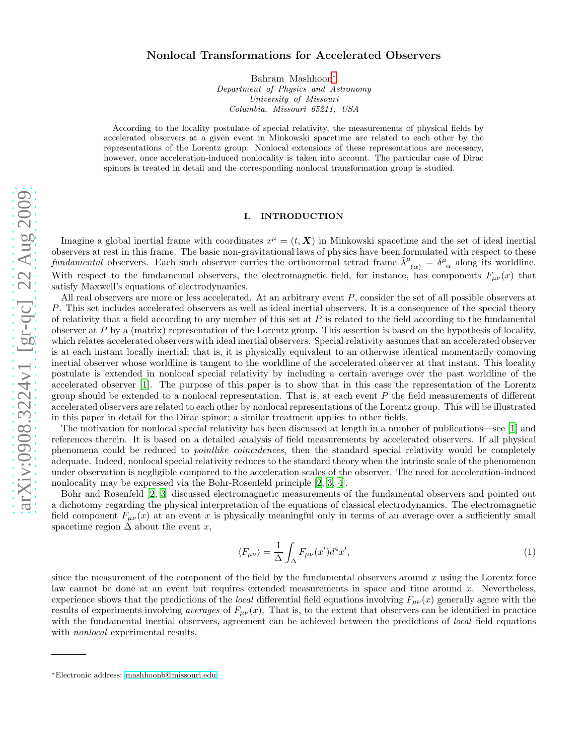# Nonlocal Transformations for Accelerated Observers

Bahram Mashhoon*

*Department of Physics and Astronomy*
*University of Missouri*
*Columbia, Missouri 65211, USA*

According to the locality postulate of special relativity, the measurements of physical fields by accelerated observers at a given event in Minkowski spacetime are related to each other by the representations of the Lorentz group. Nonlocal extensions of these representations are necessary, however, once acceleration-induced nonlocality is taken into account. The particular case of Dirac spinors is treated in detail and the corresponding nonlocal transformation group is studied.

## I. INTRODUCTION

Imagine a global inertial frame with coordinates $x^\mu = (t, \boldsymbol{X})$ in Minkowski spacetime and the set of ideal inertial observers at rest in this frame. The basic non-gravitational laws of physics have been formulated with respect to these *fundamental* observers. Each such observer carries the orthonormal tetrad frame $\bar{\lambda}^\mu{}_{(\alpha)} = \delta^\mu{}_\alpha$ along its worldline. With respect to the fundamental observers, the electromagnetic field, for instance, has components $F_{\mu\nu}(x)$ that satisfy Maxwell's equations of electrodynamics.

All real observers are more or less accelerated. At an arbitrary event $P$, consider the set of all possible observers at $P$. This set includes accelerated observers as well as ideal inertial observers. It is a consequence of the special theory of relativity that a field according to any member of this set at $P$ is related to the field according to the fundamental observer at $P$ by a (matrix) representation of the Lorentz group. This assertion is based on the hypothesis of locality, which relates accelerated observers with ideal inertial observers. Special relativity assumes that an accelerated observer is at each instant locally inertial; that is, it is physically equivalent to an otherwise identical momentarily comoving inertial observer whose worldline is tangent to the worldline of the accelerated observer at that instant. This locality postulate is extended in nonlocal special relativity by including a certain average over the past worldline of the accelerated observer [1]. The purpose of this paper is to show that in this case the representation of the Lorentz group should be extended to a nonlocal representation. That is, at each event $P$ the field measurements of different accelerated observers are related to each other by nonlocal representations of the Lorentz group. This will be illustrated in this paper in detail for the Dirac spinor; a similar treatment applies to other fields.

The motivation for nonlocal special relativity has been discussed at length in a number of publications—see [1] and references therein. It is based on a detailed analysis of field measurements by accelerated observers. If all physical phenomena could be reduced to *pointlike coincidences*, then the standard special relativity would be completely adequate. Indeed, nonlocal special relativity reduces to the standard theory when the intrinsic scale of the phenomenon under observation is negligible compared to the acceleration scales of the observer. The need for acceleration-induced nonlocality may be expressed via the Bohr-Rosenfeld principle [2, 3, 4].

Bohr and Rosenfeld [2, 3] discussed electromagnetic measurements of the fundamental observers and pointed out a dichotomy regarding the physical interpretation of the equations of classical electrodynamics. The electromagnetic field component $F_{\mu\nu}(x)$ at an event $x$ is physically meaningful only in terms of an average over a sufficiently small spacetime region $\Delta$ about the event $x$,

$$\langle F_{\mu\nu} \rangle = \frac{1}{\Delta} \int_\Delta F_{\mu\nu}(x') d^4x', \tag{1}$$

since the measurement of the component of the field by the fundamental observers around $x$ using the Lorentz force law cannot be done at an event but requires extended measurements in space and time around $x$. Nevertheless, experience shows that the predictions of the *local* differential field equations involving $F_{\mu\nu}(x)$ generally agree with the results of experiments involving *averages* of $F_{\mu\nu}(x)$. That is, to the extent that observers can be identified in practice with the fundamental inertial observers, agreement can be achieved between the predictions of *local* field equations with *nonlocal* experimental results.

---

*Electronic address: mashhoonb@missouri.edu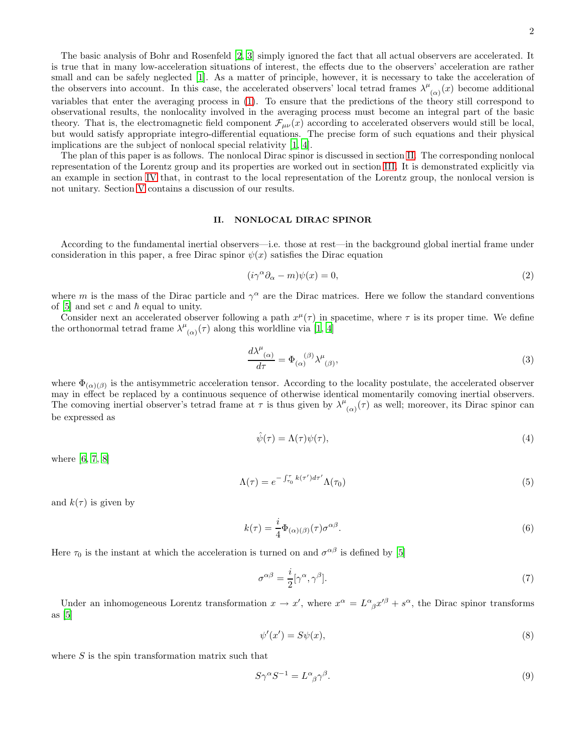The basic analysis of Bohr and Rosenfeld [2, 3] simply ignored the fact that all actual observers are accelerated. It is true that in many low-acceleration situations of interest, the effects due to the observers' acceleration are rather small and can be safely neglected [1]. As a matter of principle, however, it is necessary to take the acceleration of the observers into account. In this case, the accelerated observers' local tetrad frames $\lambda^{\mu}{}_{(\alpha)}(x)$ become additional variables that enter the averaging process in (1). To ensure that the predictions of the theory still correspond to observational results, the nonlocality involved in the averaging process must become an integral part of the basic theory. That is, the electromagnetic field component $\mathcal{F}_{\mu\nu}(x)$ according to accelerated observers would still be local, but would satisfy appropriate integro-differential equations. The precise form of such equations and their physical implications are the subject of nonlocal special relativity [1, 4].

The plan of this paper is as follows. The nonlocal Dirac spinor is discussed in section II. The corresponding nonlocal representation of the Lorentz group and its properties are worked out in section III. It is demonstrated explicitly via an example in section IV that, in contrast to the local representation of the Lorentz group, the nonlocal version is not unitary. Section V contains a discussion of our results.

## II. NONLOCAL DIRAC SPINOR

According to the fundamental inertial observers—i.e. those at rest—in the background global inertial frame under consideration in this paper, a free Dirac spinor $\psi(x)$ satisfies the Dirac equation

$$(i\gamma^{\alpha}\partial_{\alpha} - m)\psi(x) = 0, \tag{2}$$

where $m$ is the mass of the Dirac particle and $\gamma^{\alpha}$ are the Dirac matrices. Here we follow the standard conventions of [5] and set $c$ and $\hbar$ equal to unity.

Consider next an accelerated observer following a path $x^{\mu}(\tau)$ in spacetime, where $\tau$ is its proper time. We define the orthonormal tetrad frame $\lambda^{\mu}{}_{(\alpha)}(\tau)$ along this worldline via [1, 4]

$$\frac{d\lambda^{\mu}{}_{(\alpha)}}{d\tau} = \Phi_{(\alpha)}{}^{(\beta)}\lambda^{\mu}{}_{(\beta)}, \tag{3}$$

where $\Phi_{(\alpha)(\beta)}$ is the antisymmetric acceleration tensor. According to the locality postulate, the accelerated observer may in effect be replaced by a continuous sequence of otherwise identical momentarily comoving inertial observers. The comoving inertial observer's tetrad frame at $\tau$ is thus given by $\lambda^{\mu}{}_{(\alpha)}(\tau)$ as well; moreover, its Dirac spinor can be expressed as

$$\hat{\psi}(\tau) = \Lambda(\tau)\psi(\tau), \tag{4}$$

where [6, 7, 8]

$$\Lambda(\tau) = e^{-\int_{\tau_0}^{\tau} k(\tau')d\tau'}\Lambda(\tau_0) \tag{5}$$

and $k(\tau)$ is given by

$$k(\tau) = \frac{i}{4}\Phi_{(\alpha)(\beta)}(\tau)\sigma^{\alpha\beta}. \tag{6}$$

Here $\tau_0$ is the instant at which the acceleration is turned on and $\sigma^{\alpha\beta}$ is defined by [5]

$$\sigma^{\alpha\beta} = \frac{i}{2}[\gamma^{\alpha}, \gamma^{\beta}]. \tag{7}$$

Under an inhomogeneous Lorentz transformation $x \to x'$, where $x^{\alpha} = L^{\alpha}{}_{\beta}x'^{\beta} + s^{\alpha}$, the Dirac spinor transforms as [5]

$$\psi'(x') = S\psi(x), \tag{8}$$

where $S$ is the spin transformation matrix such that

$$S\gamma^{\alpha}S^{-1} = L^{\alpha}{}_{\beta}\gamma^{\beta}. \tag{9}$$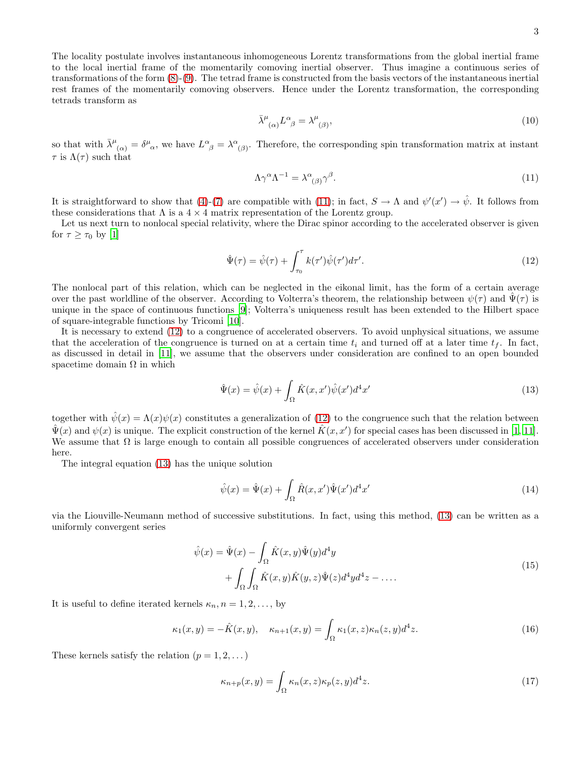The locality postulate involves instantaneous inhomogeneous Lorentz transformations from the global inertial frame to the local inertial frame of the momentarily comoving inertial observer. Thus imagine a continuous series of transformations of the form (8)-(9). The tetrad frame is constructed from the basis vectors of the instantaneous inertial rest frames of the momentarily comoving observers. Hence under the Lorentz transformation, the corresponding tetrads transform as

$$\bar{\lambda}^{\mu}{}_{(\alpha)} L^{\alpha}{}_{\beta} = \lambda^{\mu}{}_{(\beta)}, \tag{10}$$

so that with $\bar{\lambda}^{\mu}{}_{(\alpha)} = \delta^{\mu}{}_{\alpha}$, we have $L^{\alpha}{}_{\beta} = \lambda^{\alpha}{}_{(\beta)}$. Therefore, the corresponding spin transformation matrix at instant $\tau$ is $\Lambda(\tau)$ such that

$$\Lambda \gamma^{\alpha} \Lambda^{-1} = \lambda^{\alpha}{}_{(\beta)} \gamma^{\beta}. \tag{11}$$

It is straightforward to show that (4)-(7) are compatible with (11); in fact, $S \to \Lambda$ and $\psi'(x') \to \hat{\psi}$. It follows from these considerations that $\Lambda$ is a $4 \times 4$ matrix representation of the Lorentz group.

Let us next turn to nonlocal special relativity, where the Dirac spinor according to the accelerated observer is given for $\tau \geq \tau_0$ by [1]

$$\hat{\Psi}(\tau) = \hat{\psi}(\tau) + \int_{\tau_0}^{\tau} k(\tau')\hat{\psi}(\tau')d\tau'. \tag{12}$$

The nonlocal part of this relation, which can be neglected in the eikonal limit, has the form of a certain average over the past worldline of the observer. According to Volterra's theorem, the relationship between $\psi(\tau)$ and $\hat{\Psi}(\tau)$ is unique in the space of continuous functions [9]; Volterra's uniqueness result has been extended to the Hilbert space of square-integrable functions by Tricomi [10].

It is necessary to extend (12) to a congruence of accelerated observers. To avoid unphysical situations, we assume that the acceleration of the congruence is turned on at a certain time $t_i$ and turned off at a later time $t_f$. In fact, as discussed in detail in [11], we assume that the observers under consideration are confined to an open bounded spacetime domain $\Omega$ in which

$$\hat{\Psi}(x) = \hat{\psi}(x) + \int_{\Omega} \hat{K}(x, x')\hat{\psi}(x')d^4x' \tag{13}$$

together with $\hat{\psi}(x) = \Lambda(x)\psi(x)$ constitutes a generalization of (12) to the congruence such that the relation between $\hat{\Psi}(x)$ and $\psi(x)$ is unique. The explicit construction of the kernel $\hat{K}(x, x')$ for special cases has been discussed in [1, 11]. We assume that $\Omega$ is large enough to contain all possible congruences of accelerated observers under consideration here.

The integral equation (13) has the unique solution

$$\hat{\psi}(x) = \hat{\Psi}(x) + \int_{\Omega} \hat{R}(x, x')\hat{\Psi}(x')d^4x' \tag{14}$$

via the Liouville-Neumann method of successive substitutions. In fact, using this method, (13) can be written as a uniformly convergent series

$$\begin{aligned} \hat{\psi}(x) = \hat{\Psi}(x) &- \int_{\Omega} \hat{K}(x, y)\hat{\Psi}(y)d^4y \\ &+ \int_{\Omega}\int_{\Omega} \hat{K}(x, y)\hat{K}(y, z)\hat{\Psi}(z)d^4y d^4z - \dots . \end{aligned} \tag{15}$$

It is useful to define iterated kernels $\kappa_n, n = 1, 2, \dots$, by

$$\kappa_1(x, y) = -\hat{K}(x, y), \quad \kappa_{n+1}(x, y) = \int_{\Omega} \kappa_1(x, z)\kappa_n(z, y)d^4z. \tag{16}$$

These kernels satisfy the relation ($p = 1, 2, \dots$)

$$\kappa_{n+p}(x, y) = \int_{\Omega} \kappa_n(x, z)\kappa_p(z, y)d^4z. \tag{17}$$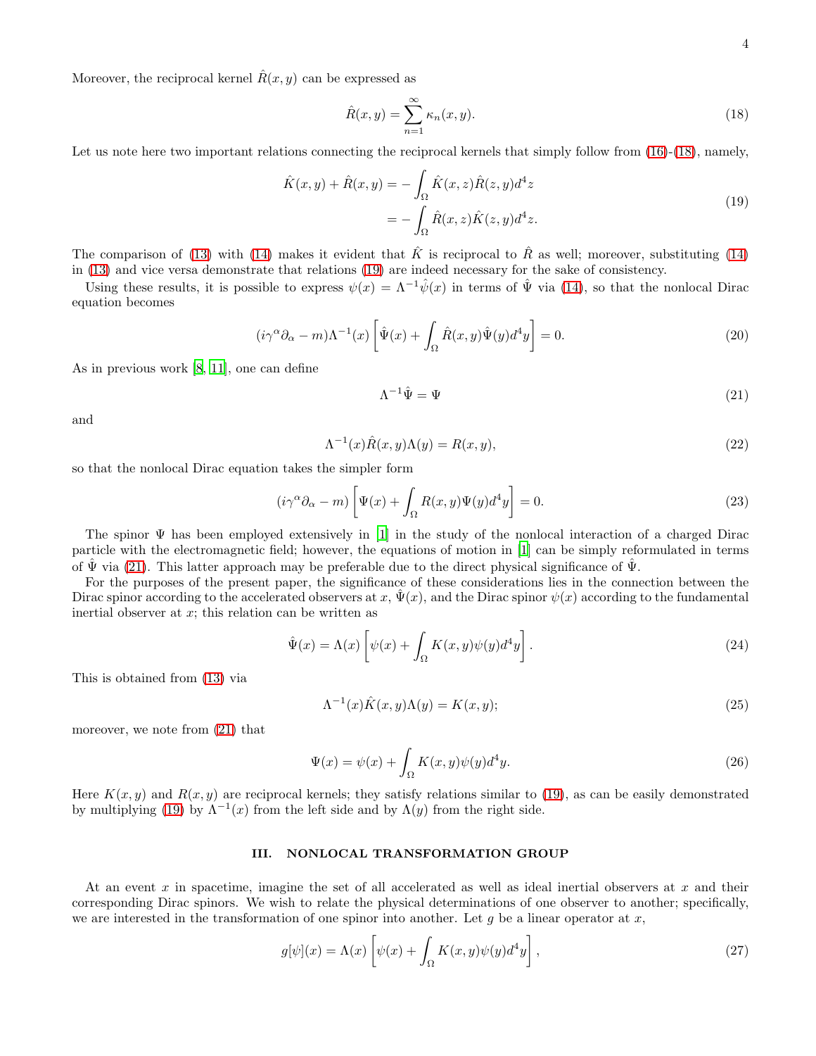Moreover, the reciprocal kernel $\hat{R}(x,y)$ can be expressed as

$$\hat{R}(x,y) = \sum_{n=1}^{\infty} \kappa_n(x,y). \tag{18}$$

Let us note here two important relations connecting the reciprocal kernels that simply follow from (16)-(18), namely,

$$\begin{aligned}\hat{K}(x,y) + \hat{R}(x,y) &= -\int_\Omega \hat{K}(x,z)\hat{R}(z,y)d^4z \\ &= -\int_\Omega \hat{R}(x,z)\hat{K}(z,y)d^4z.\end{aligned} \tag{19}$$

The comparison of (13) with (14) makes it evident that $\hat{K}$ is reciprocal to $\hat{R}$ as well; moreover, substituting (14) in (13) and vice versa demonstrate that relations (19) are indeed necessary for the sake of consistency.

Using these results, it is possible to express $\psi(x) = \Lambda^{-1}\hat{\psi}(x)$ in terms of $\hat{\Psi}$ via (14), so that the nonlocal Dirac equation becomes

$$(i\gamma^\alpha\partial_\alpha - m)\Lambda^{-1}(x)\left[\hat{\Psi}(x) + \int_\Omega \hat{R}(x,y)\hat{\Psi}(y)d^4y\right] = 0. \tag{20}$$

As in previous work [8, 11], one can define

$$\Lambda^{-1}\hat{\Psi} = \Psi \tag{21}$$

and

$$\Lambda^{-1}(x)\hat{R}(x,y)\Lambda(y) = R(x,y), \tag{22}$$

so that the nonlocal Dirac equation takes the simpler form

$$(i\gamma^\alpha\partial_\alpha - m)\left[\Psi(x) + \int_\Omega R(x,y)\Psi(y)d^4y\right] = 0. \tag{23}$$

The spinor $\Psi$ has been employed extensively in [1] in the study of the nonlocal interaction of a charged Dirac particle with the electromagnetic field; however, the equations of motion in [1] can be simply reformulated in terms of $\hat{\Psi}$ via (21). This latter approach may be preferable due to the direct physical significance of $\hat{\Psi}$.

For the purposes of the present paper, the significance of these considerations lies in the connection between the Dirac spinor according to the accelerated observers at $x$, $\hat{\Psi}(x)$, and the Dirac spinor $\psi(x)$ according to the fundamental inertial observer at $x$; this relation can be written as

$$\hat{\Psi}(x) = \Lambda(x)\left[\psi(x) + \int_\Omega K(x,y)\psi(y)d^4y\right]. \tag{24}$$

This is obtained from (13) via

$$\Lambda^{-1}(x)\hat{K}(x,y)\Lambda(y) = K(x,y); \tag{25}$$

moreover, we note from (21) that

$$\Psi(x) = \psi(x) + \int_\Omega K(x,y)\psi(y)d^4y. \tag{26}$$

Here $K(x,y)$ and $R(x,y)$ are reciprocal kernels; they satisfy relations similar to (19), as can be easily demonstrated by multiplying (19) by $\Lambda^{-1}(x)$ from the left side and by $\Lambda(y)$ from the right side.

## III. NONLOCAL TRANSFORMATION GROUP

At an event $x$ in spacetime, imagine the set of all accelerated as well as ideal inertial observers at $x$ and their corresponding Dirac spinors. We wish to relate the physical determinations of one observer to another; specifically, we are interested in the transformation of one spinor into another. Let $g$ be a linear operator at $x$,

$$g[\psi](x) = \Lambda(x)\left[\psi(x) + \int_\Omega K(x,y)\psi(y)d^4y\right], \tag{27}$$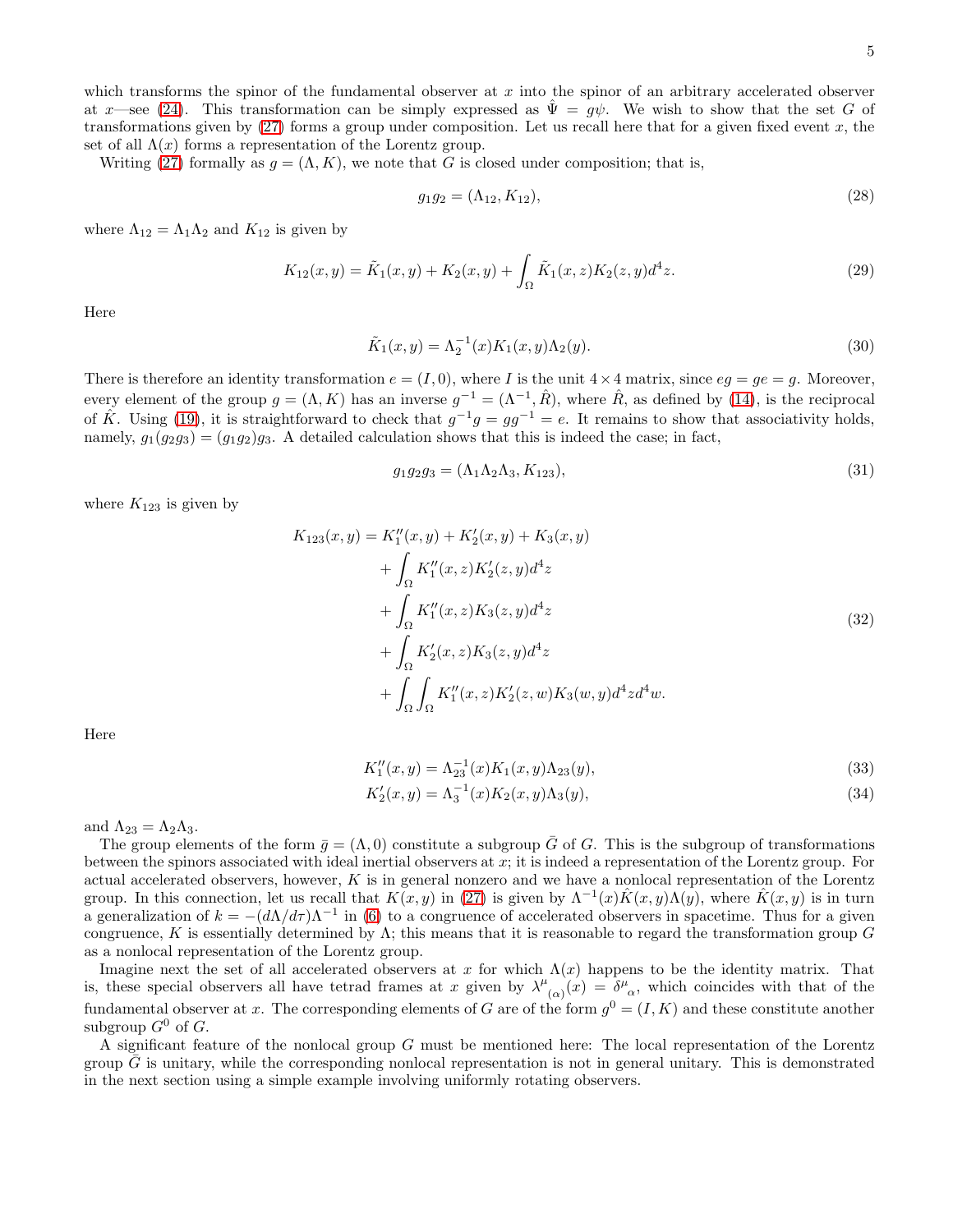which transforms the spinor of the fundamental observer at $x$ into the spinor of an arbitrary accelerated observer at $x$—see (24). This transformation can be simply expressed as $\hat{\Psi} = g\psi$. We wish to show that the set $G$ of transformations given by (27) forms a group under composition. Let us recall here that for a given fixed event $x$, the set of all $\Lambda(x)$ forms a representation of the Lorentz group.

Writing (27) formally as $g = (\Lambda, K)$, we note that $G$ is closed under composition; that is,

$$g_1 g_2 = (\Lambda_{12}, K_{12}), \tag{28}$$

where $\Lambda_{12} = \Lambda_1 \Lambda_2$ and $K_{12}$ is given by

$$K_{12}(x,y) = \tilde{K}_1(x,y) + K_2(x,y) + \int_\Omega \tilde{K}_1(x,z) K_2(z,y) d^4z. \tag{29}$$

Here

$$\tilde{K}_1(x,y) = \Lambda_2^{-1}(x) K_1(x,y) \Lambda_2(y). \tag{30}$$

There is therefore an identity transformation $e = (I, 0)$, where $I$ is the unit $4\times 4$ matrix, since $eg = ge = g$. Moreover, every element of the group $g = (\Lambda, K)$ has an inverse $g^{-1} = (\Lambda^{-1}, \hat{R})$, where $\hat{R}$, as defined by (14), is the reciprocal of $\hat{K}$. Using (19), it is straightforward to check that $g^{-1}g = gg^{-1} = e$. It remains to show that associativity holds, namely, $g_1(g_2 g_3) = (g_1 g_2) g_3$. A detailed calculation shows that this is indeed the case; in fact,

$$g_1 g_2 g_3 = (\Lambda_1 \Lambda_2 \Lambda_3, K_{123}), \tag{31}$$

where $K_{123}$ is given by

$$\begin{aligned} K_{123}(x,y) = &K_1''(x,y) + K_2'(x,y) + K_3(x,y) \\ &+ \int_\Omega K_1''(x,z) K_2'(z,y) d^4z \\ &+ \int_\Omega K_1''(x,z) K_3(z,y) d^4z \\ &+ \int_\Omega K_2'(x,z) K_3(z,y) d^4z \\ &+ \int_\Omega \int_\Omega K_1''(x,z) K_2'(z,w) K_3(w,y) d^4z d^4w. \end{aligned} \tag{32}$$

Here

$$K_1''(x,y) = \Lambda_{23}^{-1}(x) K_1(x,y) \Lambda_{23}(y), \tag{33}$$

$$K_2'(x,y) = \Lambda_3^{-1}(x) K_2(x,y) \Lambda_3(y), \tag{34}$$

and $\Lambda_{23} = \Lambda_2 \Lambda_3$.

The group elements of the form $\bar{g} = (\Lambda, 0)$ constitute a subgroup $\bar{G}$ of $G$. This is the subgroup of transformations between the spinors associated with ideal inertial observers at $x$; it is indeed a representation of the Lorentz group. For actual accelerated observers, however, $K$ is in general nonzero and we have a nonlocal representation of the Lorentz group. In this connection, let us recall that $K(x,y)$ in (27) is given by $\Lambda^{-1}(x)\hat{K}(x,y)\Lambda(y)$, where $\hat{K}(x,y)$ is in turn a generalization of $k = -(d\Lambda/d\tau)\Lambda^{-1}$ in (6) to a congruence of accelerated observers in spacetime. Thus for a given congruence, $K$ is essentially determined by $\Lambda$; this means that it is reasonable to regard the transformation group $G$ as a nonlocal representation of the Lorentz group.

Imagine next the set of all accelerated observers at $x$ for which $\Lambda(x)$ happens to be the identity matrix. That is, these special observers all have tetrad frames at $x$ given by $\lambda^\mu{}_{(\alpha)}(x) = \delta^\mu{}_\alpha$, which coincides with that of the fundamental observer at $x$. The corresponding elements of $G$ are of the form $g^0 = (I, K)$ and these constitute another subgroup $G^0$ of $G$.

A significant feature of the nonlocal group $G$ must be mentioned here: The local representation of the Lorentz group $\bar{G}$ is unitary, while the corresponding nonlocal representation is not in general unitary. This is demonstrated in the next section using a simple example involving uniformly rotating observers.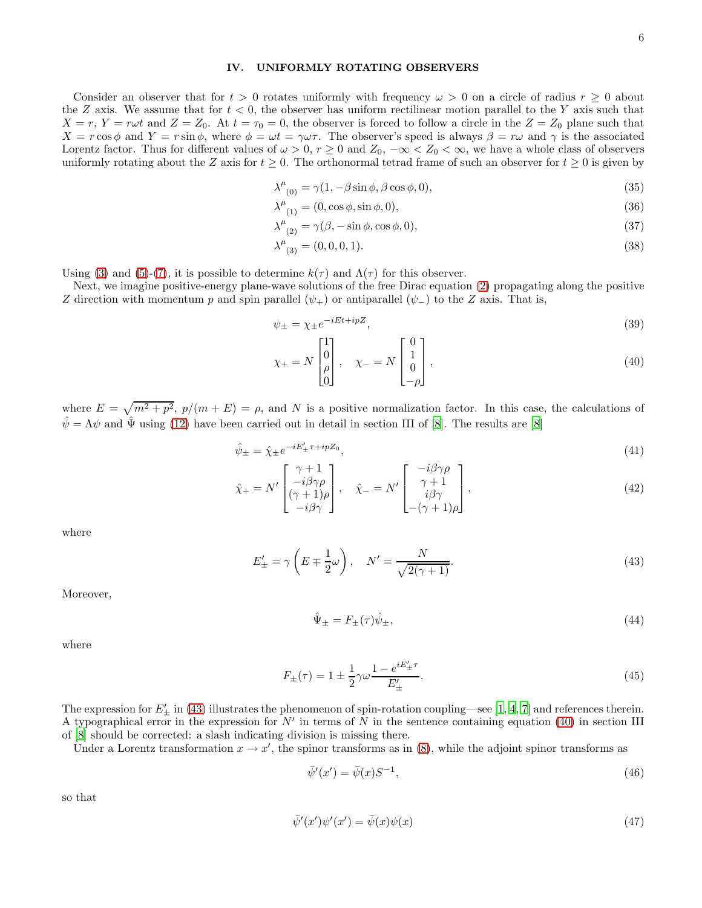## IV. UNIFORMLY ROTATING OBSERVERS

Consider an observer that for $t > 0$ rotates uniformly with frequency $\omega > 0$ on a circle of radius $r \geq 0$ about the $Z$ axis. We assume that for $t < 0$, the observer has uniform rectilinear motion parallel to the $Y$ axis such that $X = r$, $Y = r\omega t$ and $Z = Z_0$. At $t = \tau_0 = 0$, the observer is forced to follow a circle in the $Z = Z_0$ plane such that $X = r\cos\phi$ and $Y = r\sin\phi$, where $\phi = \omega t = \gamma\omega\tau$. The observer's speed is always $\beta = r\omega$ and $\gamma$ is the associated Lorentz factor. Thus for different values of $\omega > 0$, $r \geq 0$ and $Z_0$, $-\infty < Z_0 < \infty$, we have a whole class of observers uniformly rotating about the $Z$ axis for $t \geq 0$. The orthonormal tetrad frame of such an observer for $t \geq 0$ is given by

$$\lambda^{\mu}{}_{(0)} = \gamma(1, -\beta\sin\phi, \beta\cos\phi, 0), \tag{35}$$

$$\lambda^{\mu}{}_{(1)} = (0, \cos\phi, \sin\phi, 0), \tag{36}$$

$$\lambda^{\mu}{}_{(2)} = \gamma(\beta, -\sin\phi, \cos\phi, 0), \tag{37}$$

$$\lambda^{\mu}{}_{(3)} = (0, 0, 0, 1). \tag{38}$$

Using (3) and (5)-(7), it is possible to determine $k(\tau)$ and $\Lambda(\tau)$ for this observer.

Next, we imagine positive-energy plane-wave solutions of the free Dirac equation (2) propagating along the positive $Z$ direction with momentum $p$ and spin parallel ($\psi_+$) or antiparallel ($\psi_-$) to the $Z$ axis. That is,

$$\psi_{\pm} = \chi_{\pm} e^{-iEt + ipZ}, \tag{39}$$

$$\chi_+ = N\begin{bmatrix} 1 \\ 0 \\ \rho \\ 0 \end{bmatrix}, \quad \chi_- = N\begin{bmatrix} 0 \\ 1 \\ 0 \\ -\rho \end{bmatrix}, \tag{40}$$

where $E = \sqrt{m^2 + p^2}$, $p/(m+E) = \rho$, and $N$ is a positive normalization factor. In this case, the calculations of $\hat{\psi} = \Lambda\psi$ and $\hat{\Psi}$ using (12) have been carried out in detail in section III of [8]. The results are [8]

$$\hat{\psi}_{\pm} = \hat{\chi}_{\pm} e^{-iE'_{\pm}\tau + ipZ_0}, \tag{41}$$

$$\hat{\chi}_+ = N'\begin{bmatrix} \gamma+1 \\ -i\beta\gamma\rho \\ (\gamma+1)\rho \\ -i\beta\gamma \end{bmatrix}, \quad \hat{\chi}_- = N'\begin{bmatrix} -i\beta\gamma\rho \\ \gamma+1 \\ i\beta\gamma \\ -(\gamma+1)\rho \end{bmatrix}, \tag{42}$$

where

$$E'_{\pm} = \gamma\left(E \mp \frac{1}{2}\omega\right), \quad N' = \frac{N}{\sqrt{2(\gamma+1)}}. \tag{43}$$

Moreover,

$$\hat{\Psi}_{\pm} = F_{\pm}(\tau)\hat{\psi}_{\pm}, \tag{44}$$

where

$$F_{\pm}(\tau) = 1 \pm \frac{1}{2}\gamma\omega\frac{1 - e^{iE'_{\pm}\tau}}{E'_{\pm}}. \tag{45}$$

The expression for $E'_{\pm}$ in (43) illustrates the phenomenon of spin-rotation coupling—see [1, 4, 7] and references therein. A typographical error in the expression for $N'$ in terms of $N$ in the sentence containing equation (40) in section III of [8] should be corrected: a slash indicating division is missing there.

Under a Lorentz transformation $x \to x'$, the spinor transforms as in (8), while the adjoint spinor transforms as

$$\bar{\psi}'(x') = \bar{\psi}(x)S^{-1}, \tag{46}$$

so that

$$\bar{\psi}'(x')\psi'(x') = \bar{\psi}(x)\psi(x) \tag{47}$$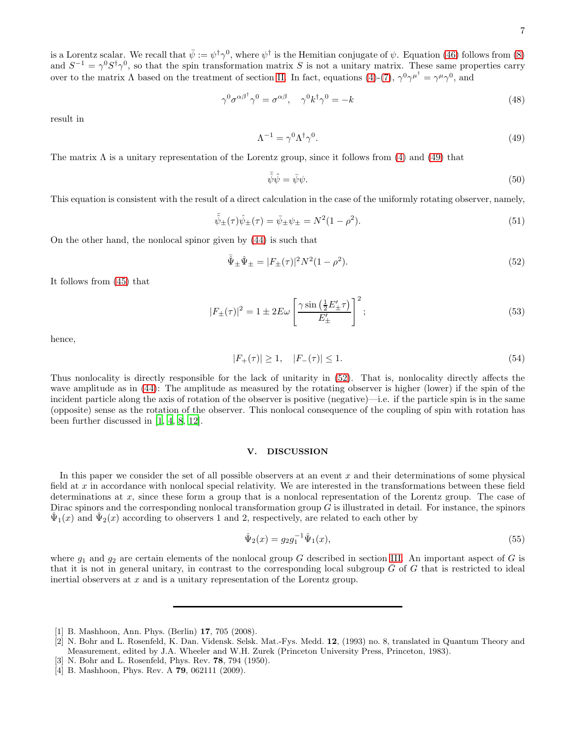is a Lorentz scalar. We recall that $\bar{\psi} := \psi^{\dagger}\gamma^0$, where $\psi^{\dagger}$ is the Hemitian conjugate of $\psi$. Equation (46) follows from (8) and $S^{-1} = \gamma^0 S^{\dagger}\gamma^0$, so that the spin transformation matrix $S$ is not a unitary matrix. These same properties carry over to the matrix $\Lambda$ based on the treatment of section II. In fact, equations (4)-(7), $\gamma^0\gamma^{\mu\dagger} = \gamma^{\mu}\gamma^0$, and

$$\gamma^0\sigma^{\alpha\beta\dagger}\gamma^0 = \sigma^{\alpha\beta}, \quad \gamma^0 k^{\dagger}\gamma^0 = -k \tag{48}$$

result in

$$\Lambda^{-1} = \gamma^0\Lambda^{\dagger}\gamma^0. \tag{49}$$

The matrix $\Lambda$ is a unitary representation of the Lorentz group, since it follows from (4) and (49) that

$$\bar{\hat{\psi}}\hat{\psi} = \bar{\psi}\psi. \tag{50}$$

This equation is consistent with the result of a direct calculation in the case of the uniformly rotating observer, namely,

$$\bar{\hat{\psi}}_{\pm}(\tau)\hat{\psi}_{\pm}(\tau) = \bar{\psi}_{\pm}\psi_{\pm} = N^2(1-\rho^2). \tag{51}$$

On the other hand, the nonlocal spinor given by (44) is such that

$$\bar{\hat{\Psi}}_{\pm}\hat{\Psi}_{\pm} = |F_{\pm}(\tau)|^2 N^2(1-\rho^2). \tag{52}$$

It follows from (45) that

$$|F_{\pm}(\tau)|^2 = 1 \pm 2E\omega\left[\frac{\gamma\sin\left(\frac{1}{2}E'_{\pm}\tau\right)}{E'_{\pm}}\right]^2; \tag{53}$$

hence,

$$|F_{+}(\tau)| \geq 1, \quad |F_{-}(\tau)| \leq 1. \tag{54}$$

Thus nonlocality is directly responsible for the lack of unitarity in (52). That is, nonlocality directly affects the wave amplitude as in (44): The amplitude as measured by the rotating observer is higher (lower) if the spin of the incident particle along the axis of rotation of the observer is positive (negative)—i.e. if the particle spin is in the same (opposite) sense as the rotation of the observer. This nonlocal consequence of the coupling of spin with rotation has been further discussed in [1, 4, 8, 12].

## V. DISCUSSION

In this paper we consider the set of all possible observers at an event $x$ and their determinations of some physical field at $x$ in accordance with nonlocal special relativity. We are interested in the transformations between these field determinations at $x$, since these form a group that is a nonlocal representation of the Lorentz group. The case of Dirac spinors and the corresponding nonlocal transformation group $G$ is illustrated in detail. For instance, the spinors $\hat{\Psi}_1(x)$ and $\hat{\Psi}_2(x)$ according to observers 1 and 2, respectively, are related to each other by

$$\hat{\Psi}_2(x) = g_2 g_1^{-1}\hat{\Psi}_1(x), \tag{55}$$

where $g_1$ and $g_2$ are certain elements of the nonlocal group $G$ described in section III. An important aspect of $G$ is that it is not in general unitary, in contrast to the corresponding local subgroup $\bar{G}$ of $G$ that is restricted to ideal inertial observers at $x$ and is a unitary representation of the Lorentz group.

---

[1] B. Mashhoon, Ann. Phys. (Berlin) **17**, 705 (2008).
[2] N. Bohr and L. Rosenfeld, K. Dan. Vidensk. Selsk. Mat.-Fys. Medd. **12**, (1993) no. 8, translated in Quantum Theory and Measurement, edited by J.A. Wheeler and W.H. Zurek (Princeton University Press, Princeton, 1983).
[3] N. Bohr and L. Rosenfeld, Phys. Rev. **78**, 794 (1950).
[4] B. Mashhoon, Phys. Rev. A **79**, 062111 (2009).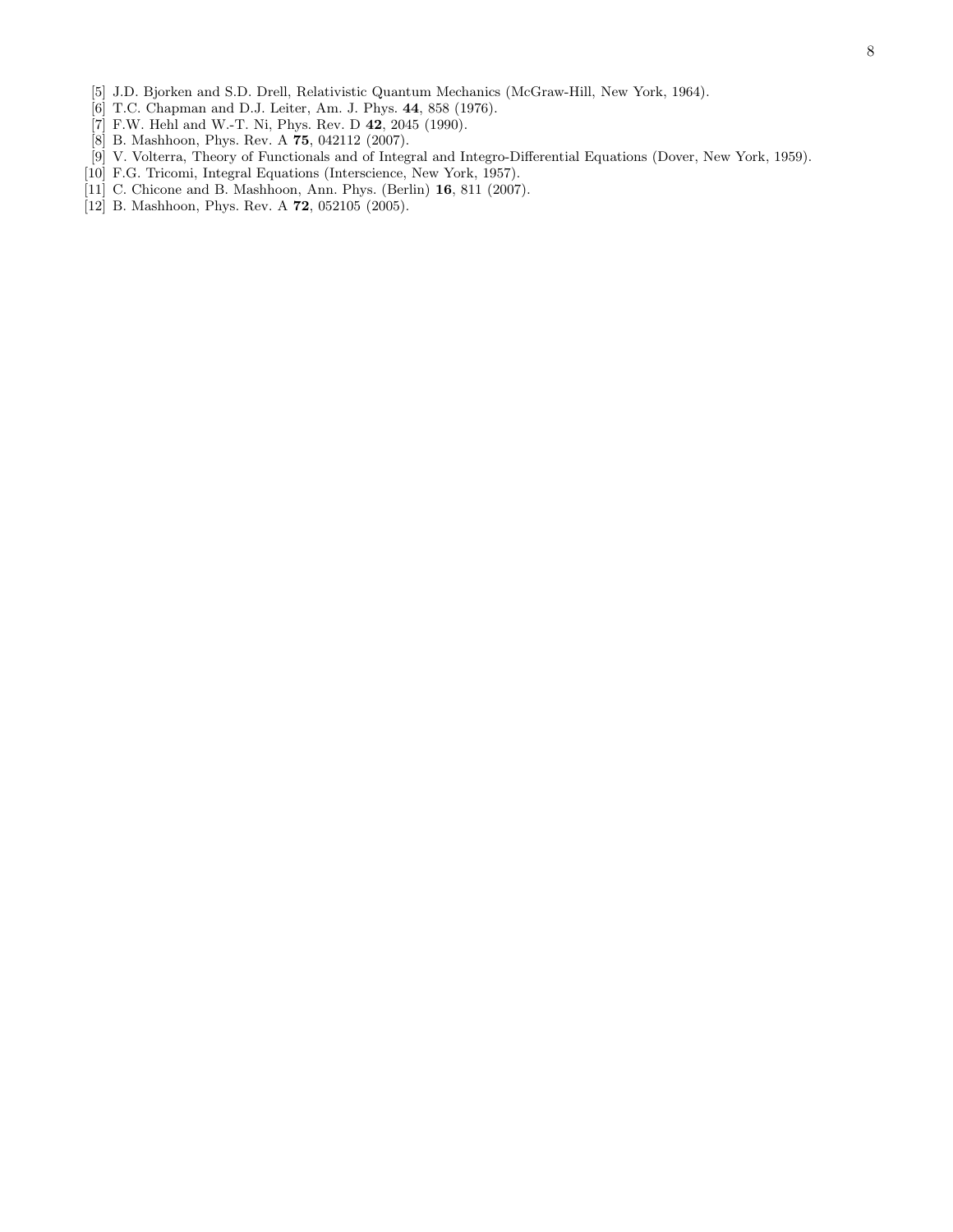[5] J.D. Bjorken and S.D. Drell, Relativistic Quantum Mechanics (McGraw-Hill, New York, 1964).
[6] T.C. Chapman and D.J. Leiter, Am. J. Phys. **44**, 858 (1976).
[7] F.W. Hehl and W.-T. Ni, Phys. Rev. D **42**, 2045 (1990).
[8] B. Mashhoon, Phys. Rev. A **75**, 042112 (2007).
[9] V. Volterra, Theory of Functionals and of Integral and Integro-Differential Equations (Dover, New York, 1959).
[10] F.G. Tricomi, Integral Equations (Interscience, New York, 1957).
[11] C. Chicone and B. Mashhoon, Ann. Phys. (Berlin) **16**, 811 (2007).
[12] B. Mashhoon, Phys. Rev. A **72**, 052105 (2005).